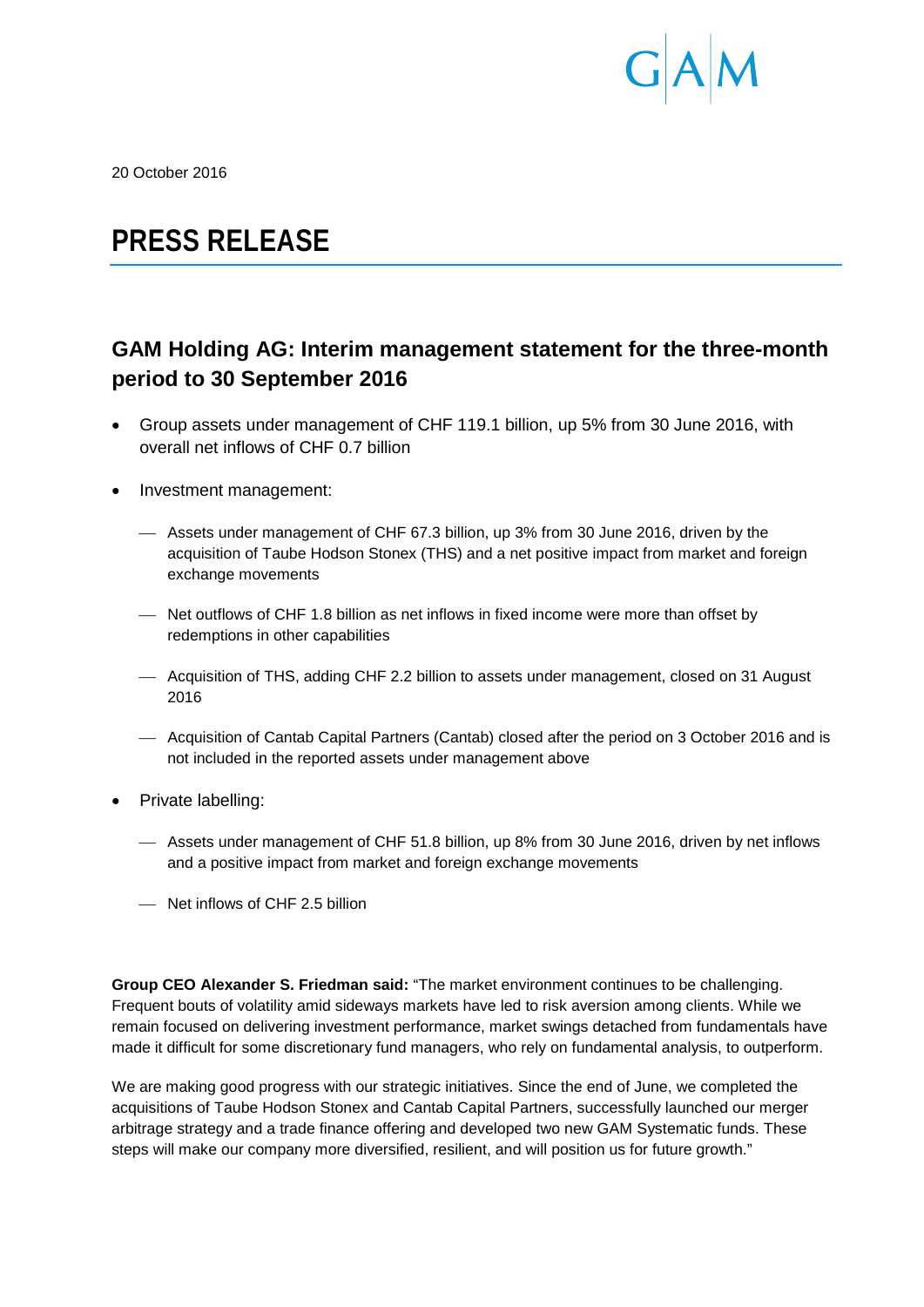20 October 2016

# PRESS RELEASE

## GAM Holding AG: Interim management statement for the three-month period to 30 September 2016

- Group assets under management of CHF 119.1 billion, up 5% from 30 June 2016, with overall net inflows of CHF 0.7 billion
- Investment management:
  - Assets under management of CHF 67.3 billion, up 3% from 30 June 2016, driven by the acquisition of Taube Hodson Stonex (THS) and a net positive impact from market and foreign exchange movements
  - Net outflows of CHF 1.8 billion as net inflows in fixed income were more than offset by redemptions in other capabilities
  - Acquisition of THS, adding CHF 2.2 billion to assets under management, closed on 31 August 2016
  - Acquisition of Cantab Capital Partners (Cantab) closed after the period on 3 October 2016 and is not included in the reported assets under management above
- Private labelling:
  - Assets under management of CHF 51.8 billion, up 8% from 30 June 2016, driven by net inflows and a positive impact from market and foreign exchange movements
  - Net inflows of CHF 2.5 billion

**Group CEO Alexander S. Friedman said:** "The market environment continues to be challenging. Frequent bouts of volatility amid sideways markets have led to risk aversion among clients. While we remain focused on delivering investment performance, market swings detached from fundamentals have made it difficult for some discretionary fund managers, who rely on fundamental analysis, to outperform.

We are making good progress with our strategic initiatives. Since the end of June, we completed the acquisitions of Taube Hodson Stonex and Cantab Capital Partners, successfully launched our merger arbitrage strategy and a trade finance offering and developed two new GAM Systematic funds. These steps will make our company more diversified, resilient, and will position us for future growth."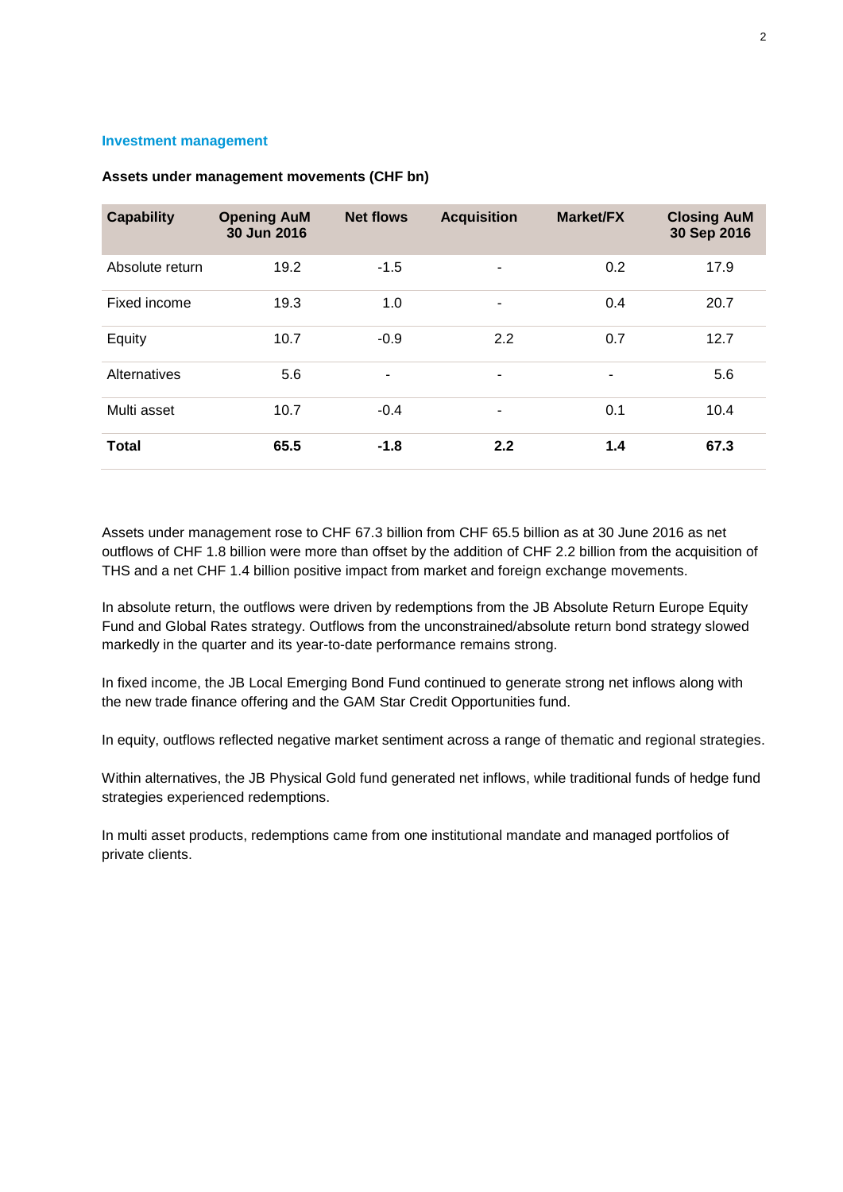## Investment management

**Assets under management movements (CHF bn)**

| Capability | Opening AuM 30 Jun 2016 | Net flows | Acquisition | Market/FX | Closing AuM 30 Sep 2016 |
|---|---|---|---|---|---|
| Absolute return | 19.2 | -1.5 | - | 0.2 | 17.9 |
| Fixed income | 19.3 | 1.0 | - | 0.4 | 20.7 |
| Equity | 10.7 | -0.9 | 2.2 | 0.7 | 12.7 |
| Alternatives | 5.6 | - | - | - | 5.6 |
| Multi asset | 10.7 | -0.4 | - | 0.1 | 10.4 |
| **Total** | **65.5** | **-1.8** | **2.2** | **1.4** | **67.3** |

Assets under management rose to CHF 67.3 billion from CHF 65.5 billion as at 30 June 2016 as net outflows of CHF 1.8 billion were more than offset by the addition of CHF 2.2 billion from the acquisition of THS and a net CHF 1.4 billion positive impact from market and foreign exchange movements.

In absolute return, the outflows were driven by redemptions from the JB Absolute Return Europe Equity Fund and Global Rates strategy. Outflows from the unconstrained/absolute return bond strategy slowed markedly in the quarter and its year-to-date performance remains strong.

In fixed income, the JB Local Emerging Bond Fund continued to generate strong net inflows along with the new trade finance offering and the GAM Star Credit Opportunities fund.

In equity, outflows reflected negative market sentiment across a range of thematic and regional strategies.

Within alternatives, the JB Physical Gold fund generated net inflows, while traditional funds of hedge fund strategies experienced redemptions.

In multi asset products, redemptions came from one institutional mandate and managed portfolios of private clients.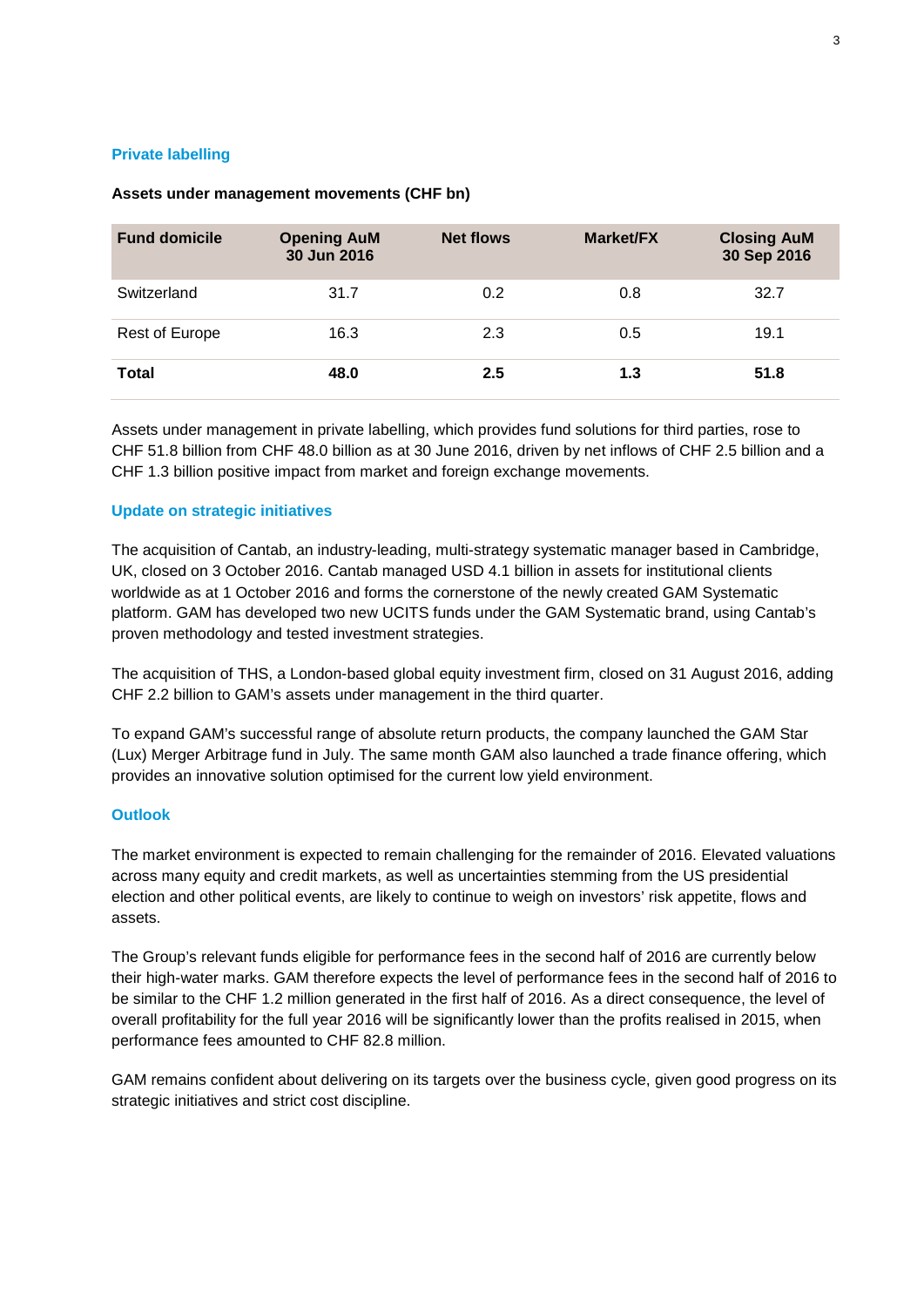## Private labelling

**Assets under management movements (CHF bn)**

| Fund domicile | Opening AuM 30 Jun 2016 | Net flows | Market/FX | Closing AuM 30 Sep 2016 |
|---|---|---|---|---|
| Switzerland | 31.7 | 0.2 | 0.8 | 32.7 |
| Rest of Europe | 16.3 | 2.3 | 0.5 | 19.1 |
| **Total** | **48.0** | **2.5** | **1.3** | **51.8** |

Assets under management in private labelling, which provides fund solutions for third parties, rose to CHF 51.8 billion from CHF 48.0 billion as at 30 June 2016, driven by net inflows of CHF 2.5 billion and a CHF 1.3 billion positive impact from market and foreign exchange movements.

## Update on strategic initiatives

The acquisition of Cantab, an industry-leading, multi-strategy systematic manager based in Cambridge, UK, closed on 3 October 2016. Cantab managed USD 4.1 billion in assets for institutional clients worldwide as at 1 October 2016 and forms the cornerstone of the newly created GAM Systematic platform. GAM has developed two new UCITS funds under the GAM Systematic brand, using Cantab's proven methodology and tested investment strategies.

The acquisition of THS, a London-based global equity investment firm, closed on 31 August 2016, adding CHF 2.2 billion to GAM's assets under management in the third quarter.

To expand GAM's successful range of absolute return products, the company launched the GAM Star (Lux) Merger Arbitrage fund in July. The same month GAM also launched a trade finance offering, which provides an innovative solution optimised for the current low yield environment.

## Outlook

The market environment is expected to remain challenging for the remainder of 2016. Elevated valuations across many equity and credit markets, as well as uncertainties stemming from the US presidential election and other political events, are likely to continue to weigh on investors' risk appetite, flows and assets.

The Group's relevant funds eligible for performance fees in the second half of 2016 are currently below their high-water marks. GAM therefore expects the level of performance fees in the second half of 2016 to be similar to the CHF 1.2 million generated in the first half of 2016. As a direct consequence, the level of overall profitability for the full year 2016 will be significantly lower than the profits realised in 2015, when performance fees amounted to CHF 82.8 million.

GAM remains confident about delivering on its targets over the business cycle, given good progress on its strategic initiatives and strict cost discipline.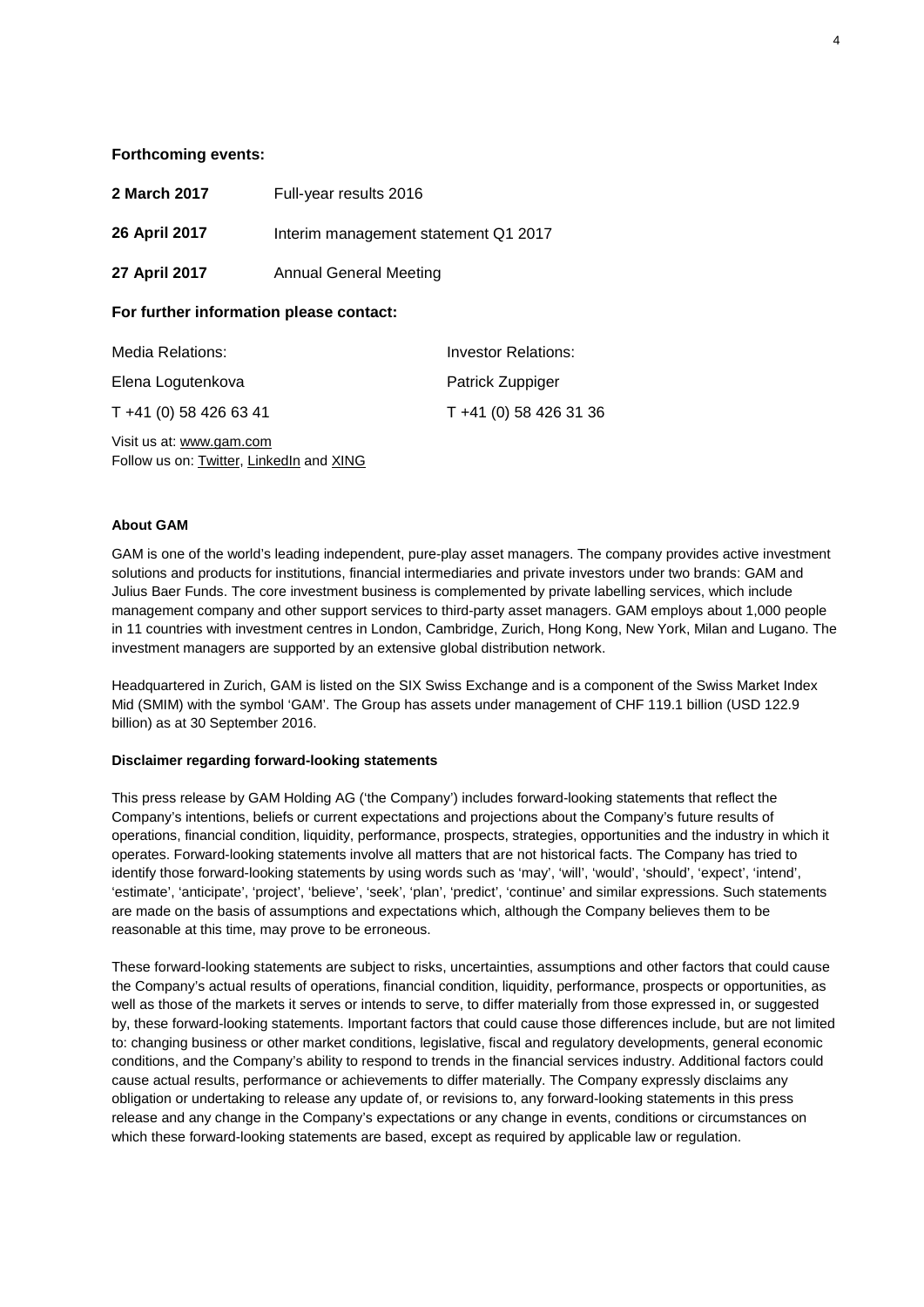**Forthcoming events:**

| | |
|---|---|
| **2 March 2017** | Full-year results 2016 |
| **26 April 2017** | Interim management statement Q1 2017 |
| **27 April 2017** | Annual General Meeting |

**For further information please contact:**

| | |
|---|---|
| Media Relations: | Investor Relations: |
| Elena Logutenkova | Patrick Zuppiger |
| T +41 (0) 58 426 63 41 | T +41 (0) 58 426 31 36 |

Visit us at: www.gam.com
Follow us on: Twitter, LinkedIn and XING

**About GAM**

GAM is one of the world's leading independent, pure-play asset managers. The company provides active investment solutions and products for institutions, financial intermediaries and private investors under two brands: GAM and Julius Baer Funds. The core investment business is complemented by private labelling services, which include management company and other support services to third-party asset managers. GAM employs about 1,000 people in 11 countries with investment centres in London, Cambridge, Zurich, Hong Kong, New York, Milan and Lugano. The investment managers are supported by an extensive global distribution network.

Headquartered in Zurich, GAM is listed on the SIX Swiss Exchange and is a component of the Swiss Market Index Mid (SMIM) with the symbol 'GAM'. The Group has assets under management of CHF 119.1 billion (USD 122.9 billion) as at 30 September 2016.

**Disclaimer regarding forward-looking statements**

This press release by GAM Holding AG ('the Company') includes forward-looking statements that reflect the Company's intentions, beliefs or current expectations and projections about the Company's future results of operations, financial condition, liquidity, performance, prospects, strategies, opportunities and the industry in which it operates. Forward-looking statements involve all matters that are not historical facts. The Company has tried to identify those forward-looking statements by using words such as 'may', 'will', 'would', 'should', 'expect', 'intend', 'estimate', 'anticipate', 'project', 'believe', 'seek', 'plan', 'predict', 'continue' and similar expressions. Such statements are made on the basis of assumptions and expectations which, although the Company believes them to be reasonable at this time, may prove to be erroneous.

These forward-looking statements are subject to risks, uncertainties, assumptions and other factors that could cause the Company's actual results of operations, financial condition, liquidity, performance, prospects or opportunities, as well as those of the markets it serves or intends to serve, to differ materially from those expressed in, or suggested by, these forward-looking statements. Important factors that could cause those differences include, but are not limited to: changing business or other market conditions, legislative, fiscal and regulatory developments, general economic conditions, and the Company's ability to respond to trends in the financial services industry. Additional factors could cause actual results, performance or achievements to differ materially. The Company expressly disclaims any obligation or undertaking to release any update of, or revisions to, any forward-looking statements in this press release and any change in the Company's expectations or any change in events, conditions or circumstances on which these forward-looking statements are based, except as required by applicable law or regulation.